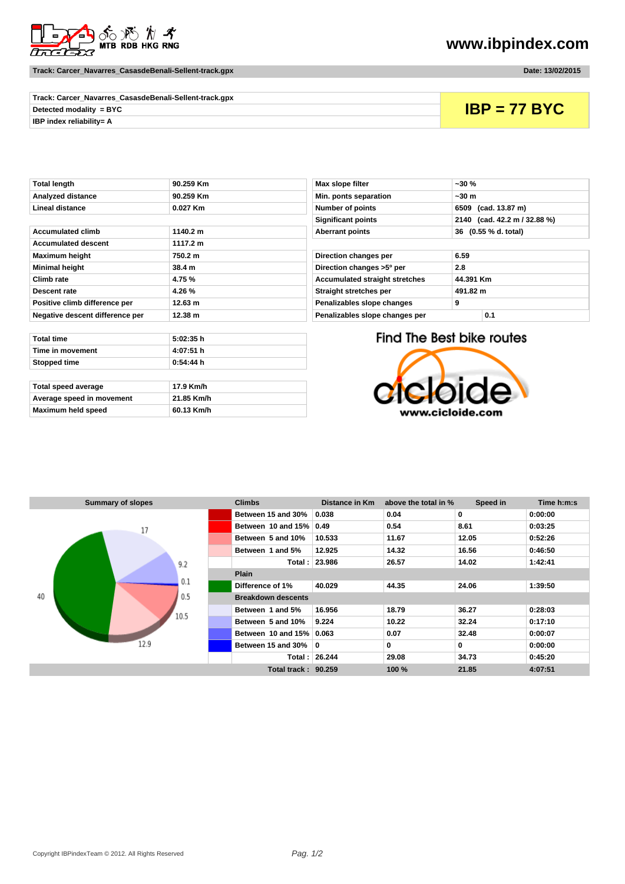# www.ibpindex.com

**Track: Carcer_Navarres_CasasdeBenali-Sellent-track.gpx** — **Date: 13/02/2015**

| | |
|---|---|
| **Track: Carcer_Navarres_CasasdeBenali-Sellent-track.gpx** | **IBP = 77 BYC** |
| **Detected modality = BYC** | |
| **IBP index reliability= A** | |

| | |
|---|---|
| **Total length** | **90.259 Km** |
| **Analyzed distance** | **90.259 Km** |
| **Lineal distance** | **0.027 Km** |

| | |
|---|---|
| **Accumulated climb** | **1140.2 m** |
| **Accumulated descent** | **1117.2 m** |
| **Maximum height** | **750.2 m** |
| **Minimal height** | **38.4 m** |
| **Climb rate** | **4.75 %** |
| **Descent rate** | **4.26 %** |
| **Positive climb difference per** | **12.63 m** |
| **Negative descent difference per** | **12.38 m** |

| | |
|---|---|
| **Max slope filter** | **~30 %** |
| **Min. ponts separation** | **~30 m** |
| **Number of points** | **6509 (cad. 13.87 m)** |
| **Significant points** | **2140 (cad. 42.2 m / 32.88 %)** |
| **Aberrant points** | **36 (0.55 % d. total)** |

| | |
|---|---|
| **Direction changes per** | **6.59** |
| **Direction changes >5º per** | **2.8** |
| **Accumulated straight stretches** | **44.391 Km** |
| **Straight stretches per** | **491.82 m** |
| **Penalizables slope changes** | **9** |
| **Penalizables slope changes per** | **0.1** |

| | |
|---|---|
| **Total time** | **5:02:35 h** |
| **Time in movement** | **4:07:51 h** |
| **Stopped time** | **0:54:44 h** |

| | |
|---|---|
| **Total speed average** | **17.9 Km/h** |
| **Average speed in movement** | **21.85 Km/h** |
| **Maximum held speed** | **60.13 Km/h** |

Find The Best bike routes
cicloide
www.cicloide.com

**Summary of slopes**

Pie chart values: 40, 17, 9.2, 0.1, 0.5, 10.5, 12.9

| Climbs | Distance in Km | above the total in % | Speed in | Time h:m:s |
|---|---|---|---|---|
| Between 15 and 30% | 0.038 | 0.04 | 0 | 0:00:00 |
| Between 10 and 15% | 0.49 | 0.54 | 8.61 | 0:03:25 |
| Between 5 and 10% | 10.533 | 11.67 | 12.05 | 0:52:26 |
| Between 1 and 5% | 12.925 | 14.32 | 16.56 | 0:46:50 |
| Total : | 23.986 | 26.57 | 14.02 | 1:42:41 |
| **Plain** | | | | |
| Difference of 1% | 40.029 | 44.35 | 24.06 | 1:39:50 |
| **Breakdown descents** | | | | |
| Between 1 and 5% | 16.956 | 18.79 | 36.27 | 0:28:03 |
| Between 5 and 10% | 9.224 | 10.22 | 32.24 | 0:17:10 |
| Between 10 and 15% | 0.063 | 0.07 | 32.48 | 0:00:07 |
| Between 15 and 30% | 0 | 0 | 0 | 0:00:00 |
| Total : | 26.244 | 29.08 | 34.73 | 0:45:20 |
| Total track : | 90.259 | 100 % | 21.85 | 4:07:51 |

Copyright IBPindexTeam © 2012. All Rights Reserved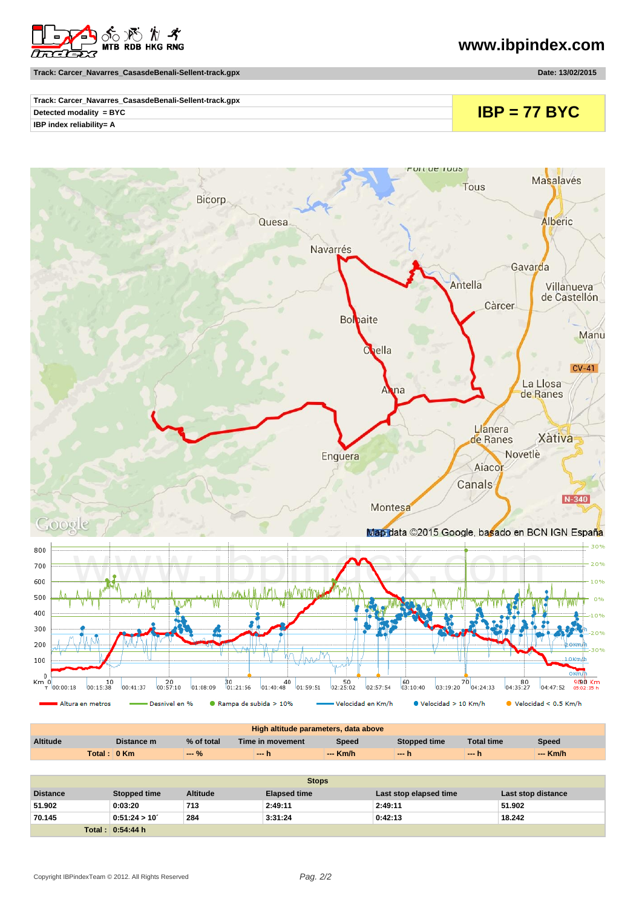www.ibpindex.com

Track: Carcer_Navarres_CasasdeBenali-Sellent-track.gpx

Date: 13/02/2015

| | |
|---|---|
| Track: Carcer_Navarres_CasasdeBenali-Sellent-track.gpx | IBP = 77 BYC |
| Detected modality = BYC | |
| IBP index reliability= A | |

Portde Tous
Tous
Masalavés
Bicorp
Alberic
Quesa
Navarrés
Gavarda
Antella
Villanueva de Castellón
Càrcer
Bolbaite
Manu
Chella
CV-41
La Llosa de Ranes
Anna
Llanera de Ranes
Xàtiva
Enguera
Novelle
Aiacor
Canals
Montesa
N-340
Map data ©2015 Google, basado en BCN IGN España

800
700
600
500
400
300
200
100
0
Km 0 10 20 30 40 50 60 70 80 90
T 00:00:18 00:15:38 00:41:37 00:57:10 01:08:09 01:21:56 01:40:48 01:59:51 02:25:02 02:57:54 03:10:40 03:19:20 04:24:33 04:35:27 04:47:52 05:02:35 h
30% 20% 10% 0% -10% -20% -30%
20Km/h 10Km/h 0Km/h
Altura en metros — Desnivel en % — Rampa de subida > 10% — Velocidad en Km/h — Velocidad > 10 Km/h — Velocidad < 0.5 Km/h

| High altitude parameters, data above | | | | | | | |
|---|---|---|---|---|---|---|---|
| Altitude | Distance m | % of total | Time in movement | Speed | Stopped time | Total time | Speed |
| Total : | 0 Km | --- % | --- h | --- Km/h | --- h | --- h | --- Km/h |

| Stops | | | | | |
|---|---|---|---|---|---|
| Distance | Stopped time | Altitude | Elapsed time | Last stop elapsed time | Last stop distance |
| 51.902 | 0:03:20 | 713 | 2:49:11 | 2:49:11 | 51.902 |
| 70.145 | 0:51:24 > 10´ | 284 | 3:31:24 | 0:42:13 | 18.242 |
| Total : | 0:54:44 h | | | | |

Copyright IBPindexTeam © 2012. All Rights Reserved